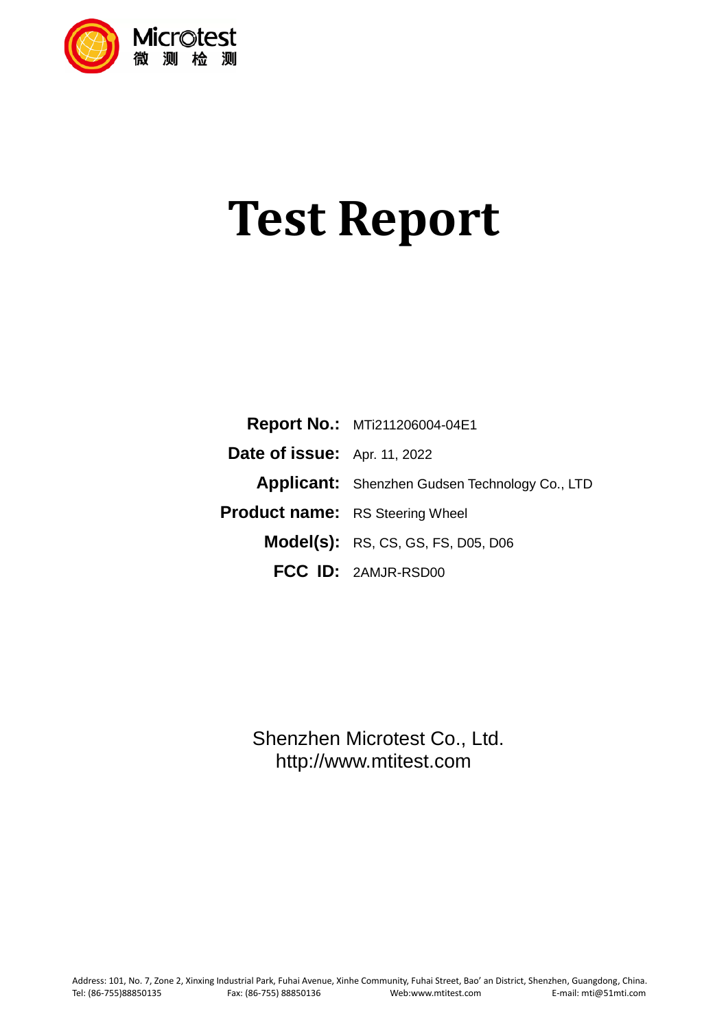Microtest 微测检测

# Test Report

**Report No.:** MTi211206004-04E1

**Date of issue:** Apr. 11, 2022

**Applicant:** Shenzhen Gudsen Technology Co., LTD

**Product name:** RS Steering Wheel

**Model(s):** RS, CS, GS, FS, D05, D06

**FCC ID:** 2AMJR-RSD00

Shenzhen Microtest Co., Ltd.
http://www.mtitest.com

Address: 101, No. 7, Zone 2, Xinxing Industrial Park, Fuhai Avenue, Xinhe Community, Fuhai Street, Bao' an District, Shenzhen, Guangdong, China.
Tel: (86-755)88850135 Fax: (86-755) 88850136 Web:www.mtitest.com E-mail: mti@51mti.com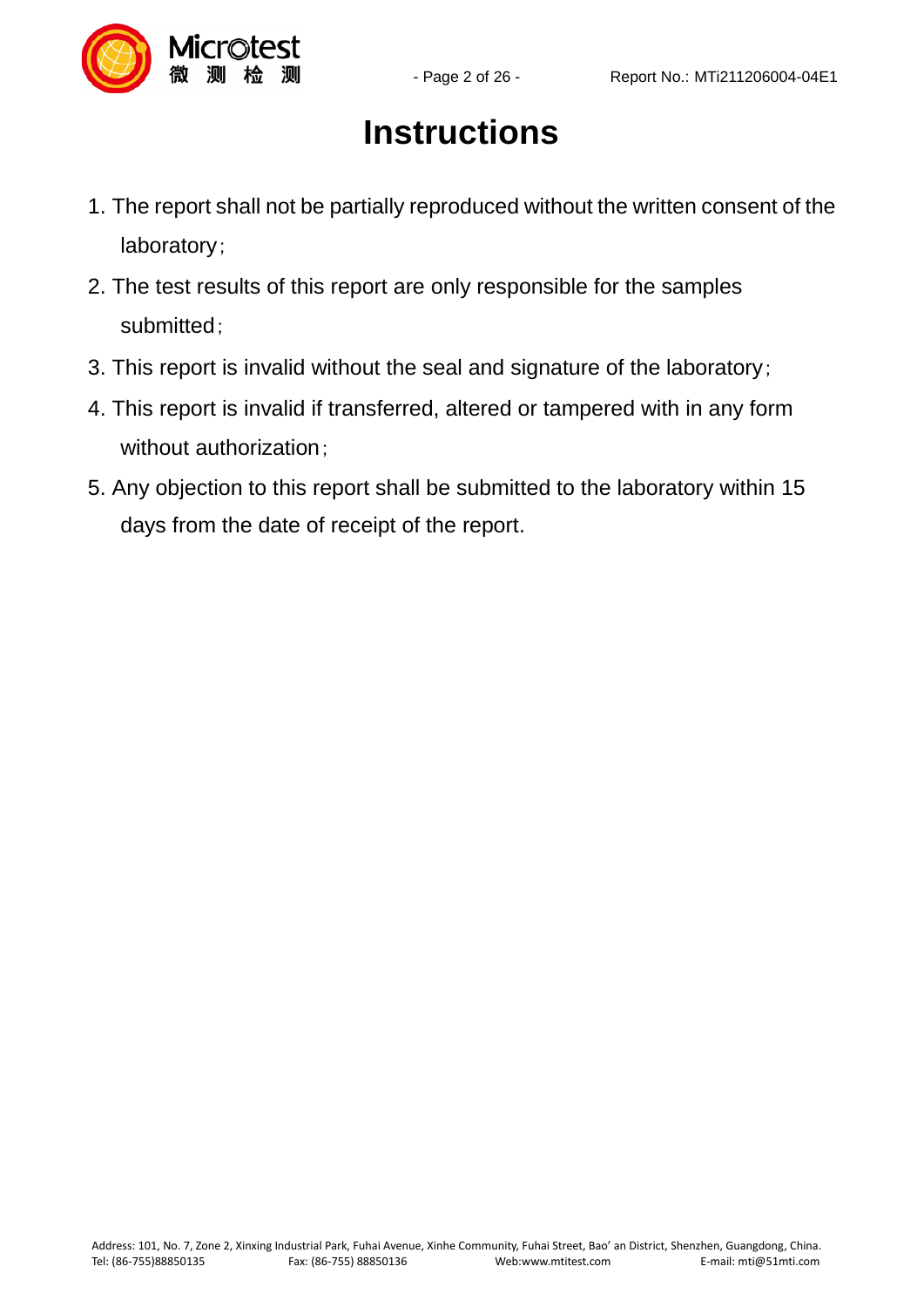# Instructions

1. The report shall not be partially reproduced without the written consent of the laboratory；
2. The test results of this report are only responsible for the samples submitted；
3. This report is invalid without the seal and signature of the laboratory；
4. This report is invalid if transferred, altered or tampered with in any form without authorization；
5. Any objection to this report shall be submitted to the laboratory within 15 days from the date of receipt of the report.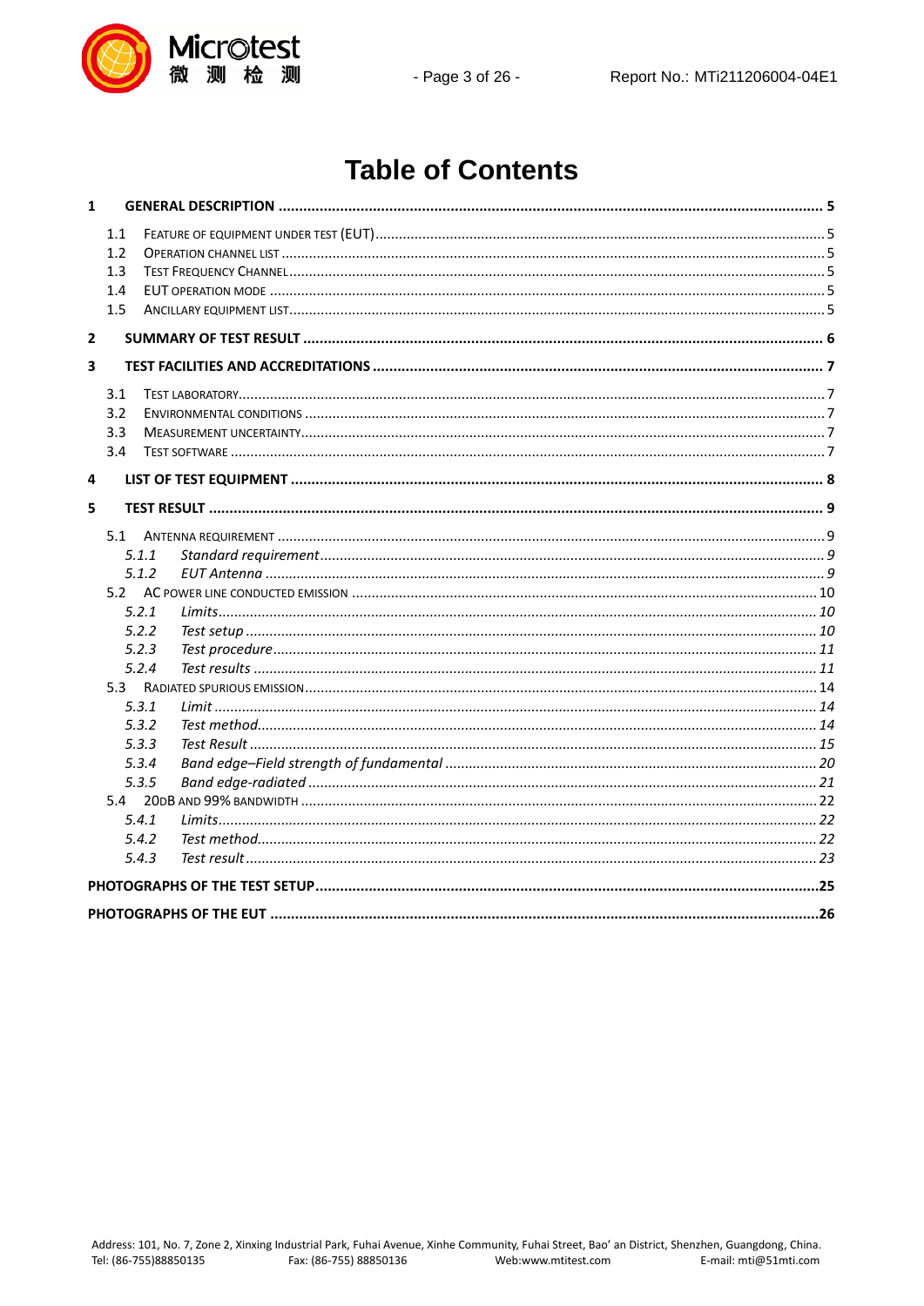# Table of Contents

**1 GENERAL DESCRIPTION ..................................................................................................................................... 5**

- 1.1 FEATURE OF EQUIPMENT UNDER TEST (EUT) ..................................................................................................... 5
- 1.2 OPERATION CHANNEL LIST ............................................................................................................................. 5
- 1.3 TEST FREQUENCY CHANNEL ........................................................................................................................... 5
- 1.4 EUT OPERATION MODE ................................................................................................................................. 5
- 1.5 ANCILLARY EQUIPMENT LIST ........................................................................................................................... 5

**2 SUMMARY OF TEST RESULT ............................................................................................................................. 6**

**3 TEST FACILITIES AND ACCREDITATIONS ............................................................................................................. 7**

- 3.1 TEST LABORATORY ......................................................................................................................................... 7
- 3.2 ENVIRONMENTAL CONDITIONS ........................................................................................................................ 7
- 3.3 MEASUREMENT UNCERTAINTY ......................................................................................................................... 7
- 3.4 TEST SOFTWARE ............................................................................................................................................ 7

**4 LIST OF TEST EQUIPMENT ................................................................................................................................. 8**

**5 TEST RESULT ..................................................................................................................................................... 9**

- 5.1 ANTENNA REQUIREMENT ................................................................................................................................ 9
  - *5.1.1 Standard requirement ................................................................................................................................ 9*
  - *5.1.2 EUT Antenna ............................................................................................................................................. 9*
- 5.2 AC POWER LINE CONDUCTED EMISSION ......................................................................................................... 10
  - *5.2.1 Limits ....................................................................................................................................................... 10*
  - *5.2.2 Test setup ................................................................................................................................................ 10*
  - *5.2.3 Test procedure ......................................................................................................................................... 11*
  - *5.2.4 Test results .............................................................................................................................................. 11*
- 5.3 RADIATED SPURIOUS EMISSION ..................................................................................................................... 14
  - *5.3.1 Limit ........................................................................................................................................................ 14*
  - *5.3.2 Test method ............................................................................................................................................. 14*
  - *5.3.3 Test Result ............................................................................................................................................... 15*
  - *5.3.4 Band edge–Field strength of fundamental ............................................................................................... 20*
  - *5.3.5 Band edge-radiated ................................................................................................................................. 21*
- 5.4 20DB AND 99% BANDWIDTH ........................................................................................................................ 22
  - *5.4.1 Limits ....................................................................................................................................................... 22*
  - *5.4.2 Test method ............................................................................................................................................. 22*
  - *5.4.3 Test result ................................................................................................................................................ 23*

**PHOTOGRAPHS OF THE TEST SETUP ......................................................................................................................... 25**

**PHOTOGRAPHS OF THE EUT ..................................................................................................................................... 26**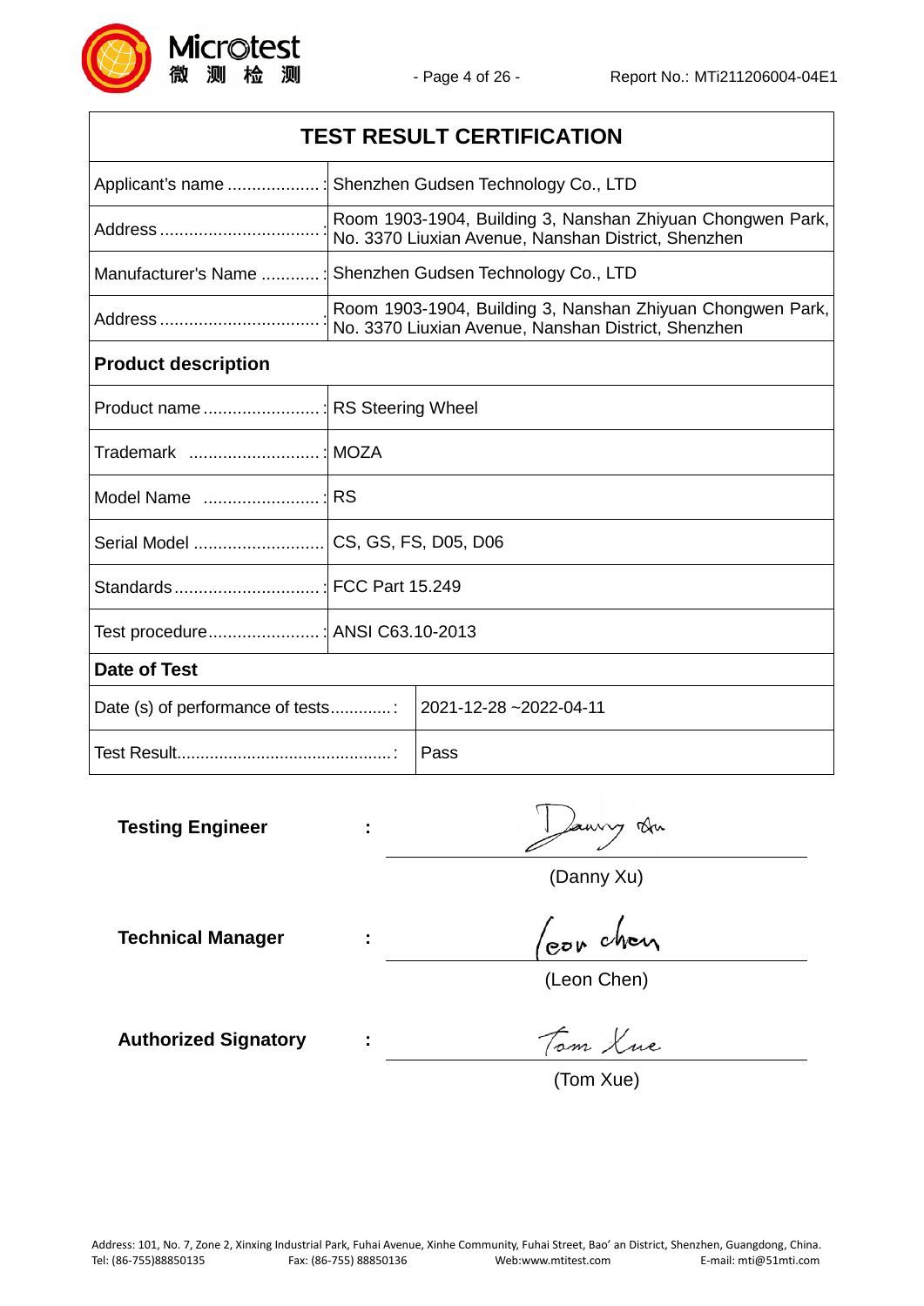# TEST RESULT CERTIFICATION

| | |
|---|---|
| Applicant's name ...................: | Shenzhen Gudsen Technology Co., LTD |
| Address .................................: | Room 1903-1904, Building 3, Nanshan Zhiyuan Chongwen Park, No. 3370 Liuxian Avenue, Nanshan District, Shenzhen |
| Manufacturer's Name ............: | Shenzhen Gudsen Technology Co., LTD |
| Address .................................: | Room 1903-1904, Building 3, Nanshan Zhiyuan Chongwen Park, No. 3370 Liuxian Avenue, Nanshan District, Shenzhen |

**Product description**

| | |
|---|---|
| Product name ........................: | RS Steering Wheel |
| Trademark ...........................: | MOZA |
| Model Name ........................: | RS |
| Serial Model ........................... | CS, GS, FS, D05, D06 |
| Standards ..............................: | FCC Part 15.249 |
| Test procedure.......................: | ANSI C63.10-2013 |

**Date of Test**

| | |
|---|---|
| Date (s) of performance of tests.............: | 2021-12-28 ~2022-04-11 |
| Test Result.............................................: | Pass |

**Testing Engineer** : (Danny Xu)

**Technical Manager** : (Leon Chen)

**Authorized Signatory** : (Tom Xue)

Address: 101, No. 7, Zone 2, Xinxing Industrial Park, Fuhai Avenue, Xinhe Community, Fuhai Street, Bao' an District, Shenzhen, Guangdong, China.
Tel: (86-755)88850135 Fax: (86-755) 88850136 Web:www.mtitest.com E-mail: mti@51mti.com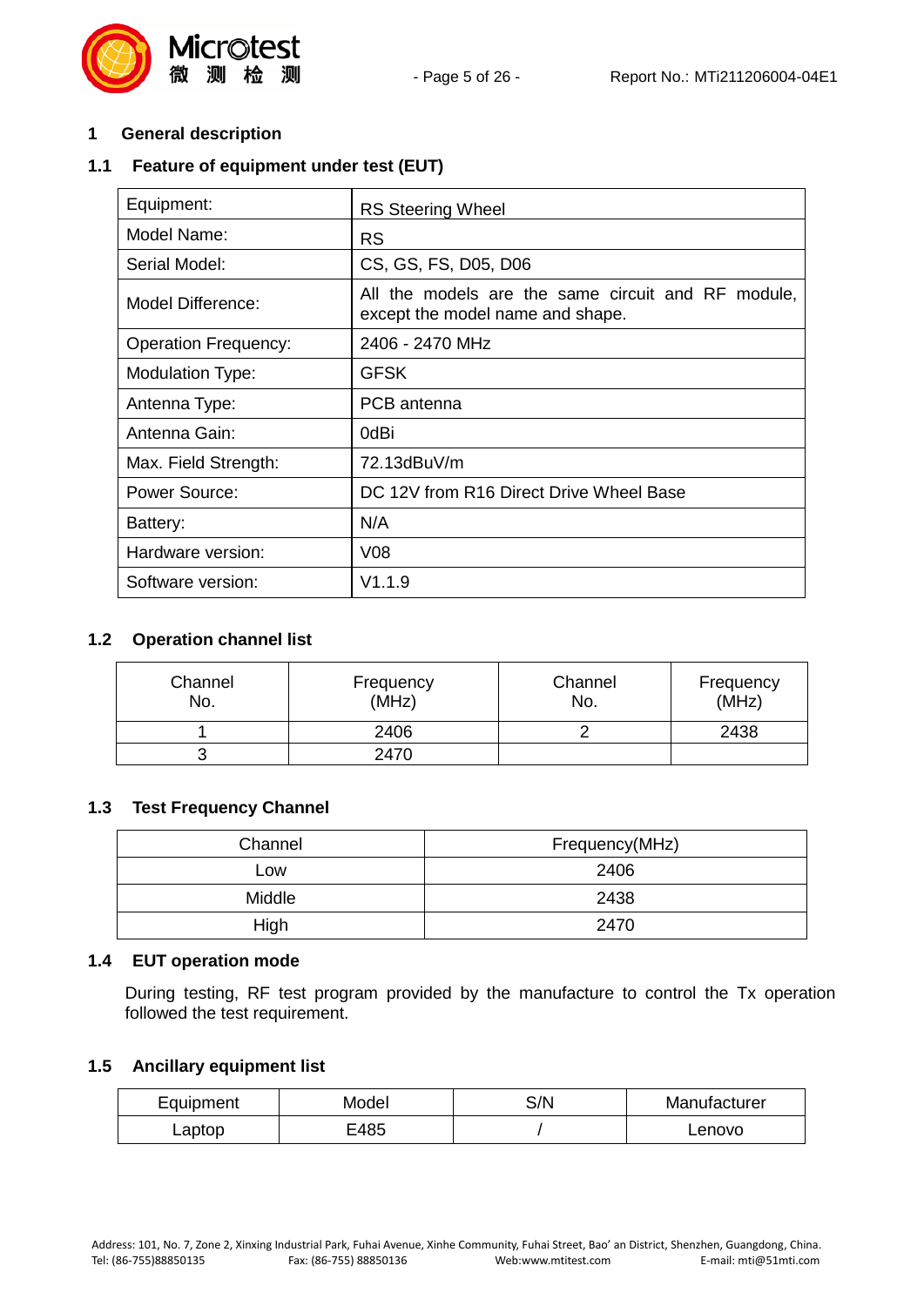# 1 General description

## 1.1 Feature of equipment under test (EUT)

| | |
|---|---|
| Equipment: | RS Steering Wheel |
| Model Name: | RS |
| Serial Model: | CS, GS, FS, D05, D06 |
| Model Difference: | All the models are the same circuit and RF module, except the model name and shape. |
| Operation Frequency: | 2406 - 2470 MHz |
| Modulation Type: | GFSK |
| Antenna Type: | PCB antenna |
| Antenna Gain: | 0dBi |
| Max. Field Strength: | 72.13dBuV/m |
| Power Source: | DC 12V from R16 Direct Drive Wheel Base |
| Battery: | N/A |
| Hardware version: | V08 |
| Software version: | V1.1.9 |

## 1.2 Operation channel list

| Channel No. | Frequency (MHz) | Channel No. | Frequency (MHz) |
|---|---|---|---|
| 1 | 2406 | 2 | 2438 |
| 3 | 2470 | | |

## 1.3 Test Frequency Channel

| Channel | Frequency(MHz) |
|---|---|
| Low | 2406 |
| Middle | 2438 |
| High | 2470 |

## 1.4 EUT operation mode

During testing, RF test program provided by the manufacture to control the Tx operation followed the test requirement.

## 1.5 Ancillary equipment list

| Equipment | Model | S/N | Manufacturer |
|---|---|---|---|
| Laptop | E485 | / | Lenovo |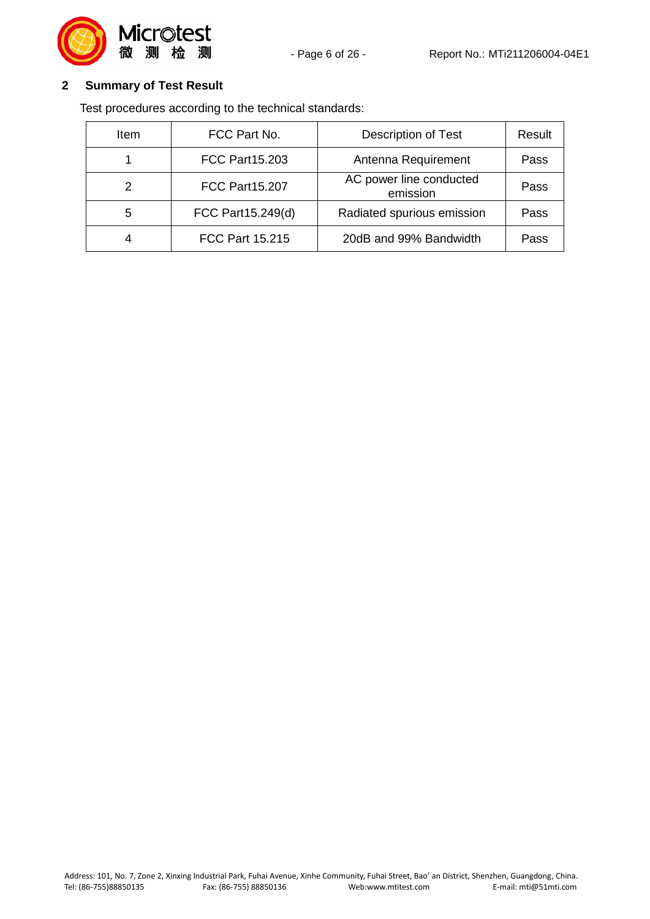## 2 Summary of Test Result

Test procedures according to the technical standards:

| Item | FCC Part No. | Description of Test | Result |
|---|---|---|---|
| 1 | FCC Part15.203 | Antenna Requirement | Pass |
| 2 | FCC Part15.207 | AC power line conducted emission | Pass |
| 5 | FCC Part15.249(d) | Radiated spurious emission | Pass |
| 4 | FCC Part 15.215 | 20dB and 99% Bandwidth | Pass |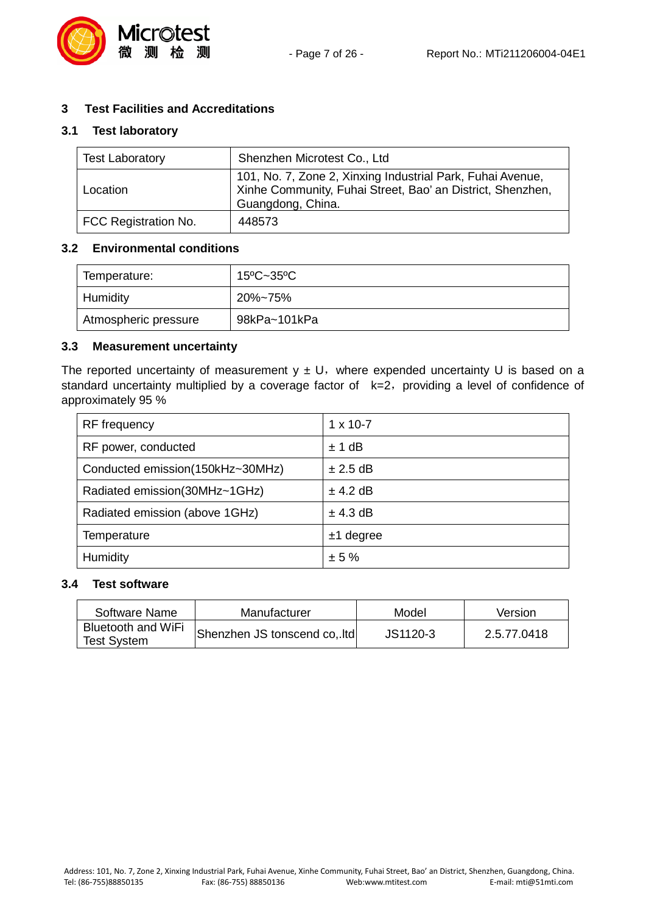## 3 Test Facilities and Accreditations

### 3.1 Test laboratory

| | |
|---|---|
| Test Laboratory | Shenzhen Microtest Co., Ltd |
| Location | 101, No. 7, Zone 2, Xinxing Industrial Park, Fuhai Avenue, Xinhe Community, Fuhai Street, Bao' an District, Shenzhen, Guangdong, China. |
| FCC Registration No. | 448573 |

### 3.2 Environmental conditions

| | |
|---|---|
| Temperature: | 15ºC~35ºC |
| Humidity | 20%~75% |
| Atmospheric pressure | 98kPa~101kPa |

### 3.3 Measurement uncertainty

The reported uncertainty of measurement y ± U，where expended uncertainty U is based on a standard uncertainty multiplied by a coverage factor of k=2，providing a level of confidence of approximately 95 %

| | |
|---|---|
| RF frequency | 1 x 10-7 |
| RF power, conducted | ± 1 dB |
| Conducted emission(150kHz~30MHz) | ± 2.5 dB |
| Radiated emission(30MHz~1GHz) | ± 4.2 dB |
| Radiated emission (above 1GHz) | ± 4.3 dB |
| Temperature | ±1 degree |
| Humidity | ± 5 % |

### 3.4 Test software

| Software Name | Manufacturer | Model | Version |
|---|---|---|---|
| Bluetooth and WiFi Test System | Shenzhen JS tonscend co,.ltd | JS1120-3 | 2.5.77.0418 |

Address: 101, No. 7, Zone 2, Xinxing Industrial Park, Fuhai Avenue, Xinhe Community, Fuhai Street, Bao' an District, Shenzhen, Guangdong, China.
Tel: (86-755)88850135 Fax: (86-755) 88850136 Web:www.mtitest.com E-mail: mti@51mti.com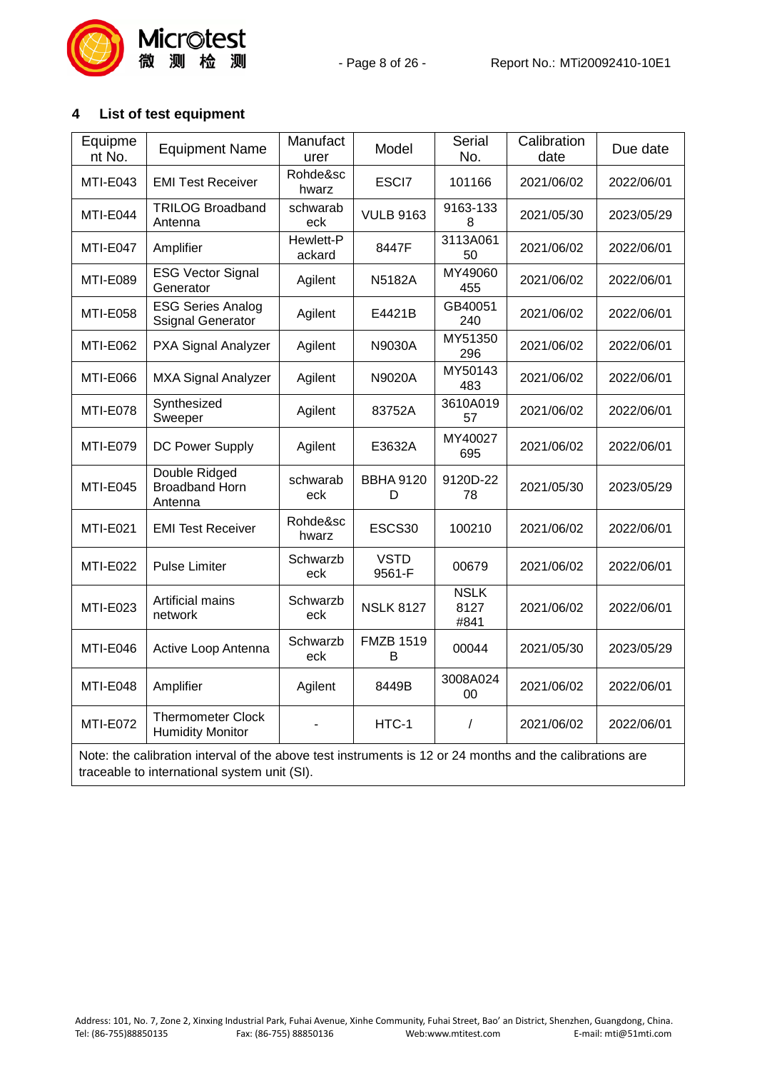## 4 List of test equipment

| Equipment No. | Equipment Name | Manufacturer | Model | Serial No. | Calibration date | Due date |
|---|---|---|---|---|---|---|
| MTI-E043 | EMI Test Receiver | Rohde&schwarz | ESCI7 | 101166 | 2021/06/02 | 2022/06/01 |
| MTI-E044 | TRILOG Broadband Antenna | schwarabeck | VULB 9163 | 9163-1338 | 2021/05/30 | 2023/05/29 |
| MTI-E047 | Amplifier | Hewlett-Packard | 8447F | 3113A06150 | 2021/06/02 | 2022/06/01 |
| MTI-E089 | ESG Vector Signal Generator | Agilent | N5182A | MY49060455 | 2021/06/02 | 2022/06/01 |
| MTI-E058 | ESG Series Analog Ssignal Generator | Agilent | E4421B | GB40051240 | 2021/06/02 | 2022/06/01 |
| MTI-E062 | PXA Signal Analyzer | Agilent | N9030A | MY51350296 | 2021/06/02 | 2022/06/01 |
| MTI-E066 | MXA Signal Analyzer | Agilent | N9020A | MY50143483 | 2021/06/02 | 2022/06/01 |
| MTI-E078 | Synthesized Sweeper | Agilent | 83752A | 3610A01957 | 2021/06/02 | 2022/06/01 |
| MTI-E079 | DC Power Supply | Agilent | E3632A | MY40027695 | 2021/06/02 | 2022/06/01 |
| MTI-E045 | Double Ridged Broadband Horn Antenna | schwarabeck | BBHA 9120 D | 9120D-2278 | 2021/05/30 | 2023/05/29 |
| MTI-E021 | EMI Test Receiver | Rohde&schwarz | ESCS30 | 100210 | 2021/06/02 | 2022/06/01 |
| MTI-E022 | Pulse Limiter | Schwarzbeck | VSTD 9561-F | 00679 | 2021/06/02 | 2022/06/01 |
| MTI-E023 | Artificial mains network | Schwarzbeck | NSLK 8127 | NSLK 8127 #841 | 2021/06/02 | 2022/06/01 |
| MTI-E046 | Active Loop Antenna | Schwarzbeck | FMZB 1519 B | 00044 | 2021/05/30 | 2023/05/29 |
| MTI-E048 | Amplifier | Agilent | 8449B | 3008A02400 | 2021/06/02 | 2022/06/01 |
| MTI-E072 | Thermometer Clock Humidity Monitor | - | HTC-1 | / | 2021/06/02 | 2022/06/01 |

Note: the calibration interval of the above test instruments is 12 or 24 months and the calibrations are traceable to international system unit (SI).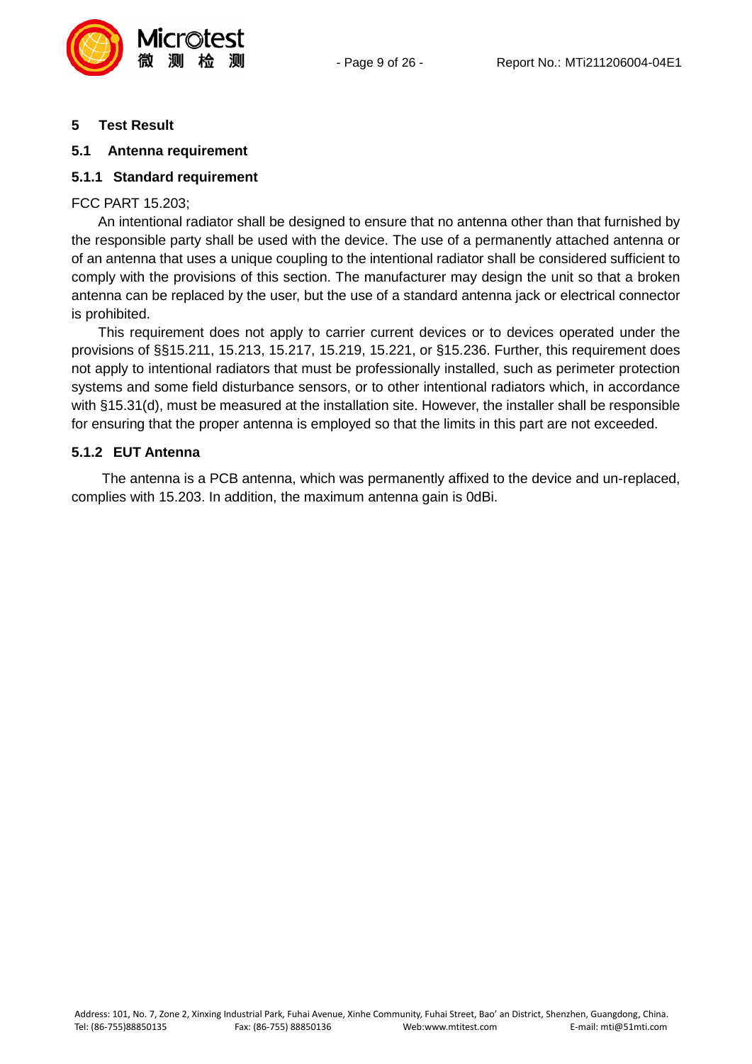# 5 Test Result

## 5.1 Antenna requirement

### 5.1.1 Standard requirement

FCC PART 15.203;

An intentional radiator shall be designed to ensure that no antenna other than that furnished by the responsible party shall be used with the device. The use of a permanently attached antenna or of an antenna that uses a unique coupling to the intentional radiator shall be considered sufficient to comply with the provisions of this section. The manufacturer may design the unit so that a broken antenna can be replaced by the user, but the use of a standard antenna jack or electrical connector is prohibited.

This requirement does not apply to carrier current devices or to devices operated under the provisions of §§15.211, 15.213, 15.217, 15.219, 15.221, or §15.236. Further, this requirement does not apply to intentional radiators that must be professionally installed, such as perimeter protection systems and some field disturbance sensors, or to other intentional radiators which, in accordance with §15.31(d), must be measured at the installation site. However, the installer shall be responsible for ensuring that the proper antenna is employed so that the limits in this part are not exceeded.

### 5.1.2 EUT Antenna

The antenna is a PCB antenna, which was permanently affixed to the device and un-replaced, complies with 15.203. In addition, the maximum antenna gain is 0dBi.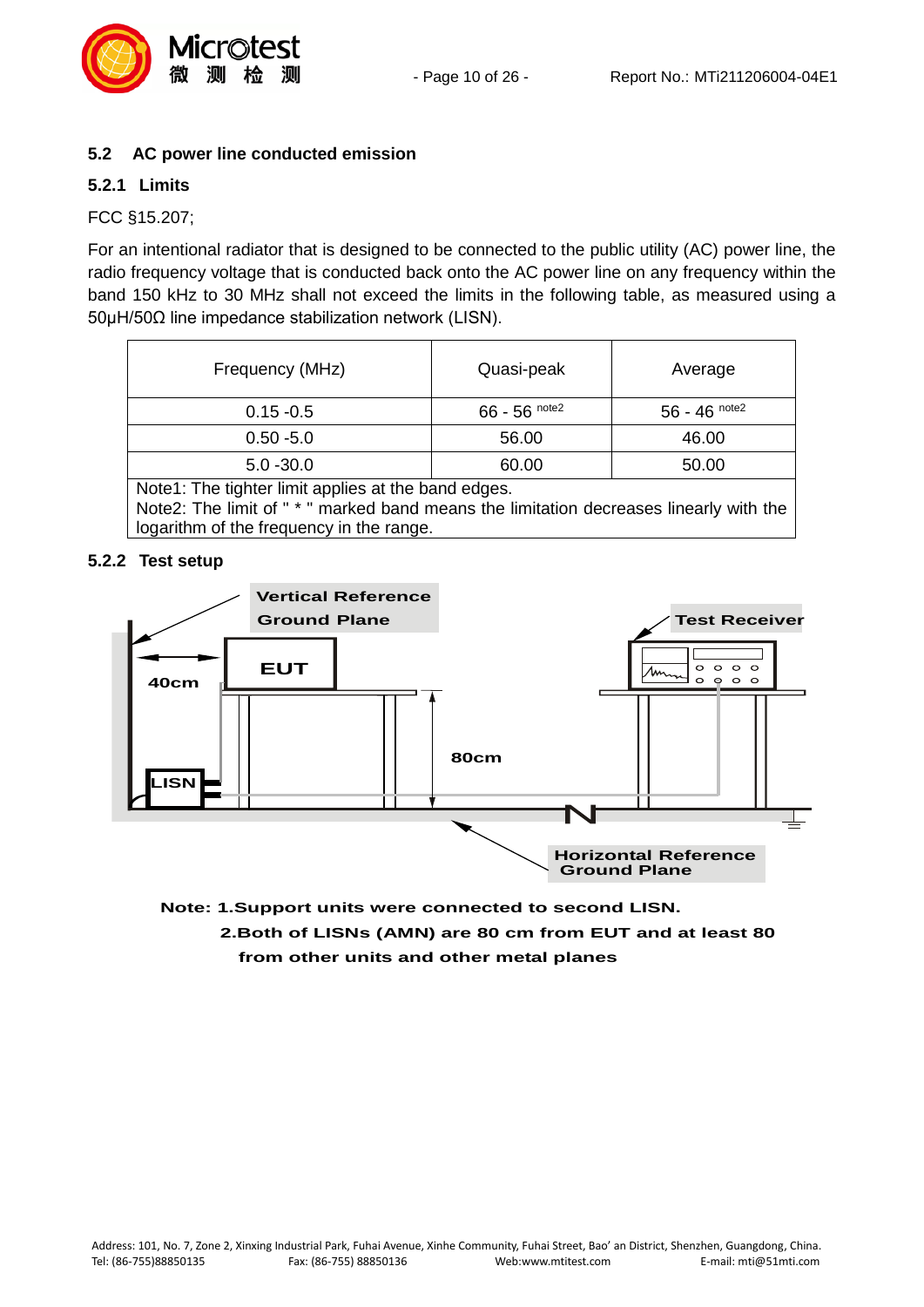## 5.2 AC power line conducted emission

### 5.2.1 Limits

FCC §15.207;

For an intentional radiator that is designed to be connected to the public utility (AC) power line, the radio frequency voltage that is conducted back onto the AC power line on any frequency within the band 150 kHz to 30 MHz shall not exceed the limits in the following table, as measured using a 50μH/50Ω line impedance stabilization network (LISN).

| Frequency (MHz) | Quasi-peak | Average |
|---|---|---|
| 0.15 -0.5 | 66 - 56 note2 | 56 - 46 note2 |
| 0.50 -5.0 | 56.00 | 46.00 |
| 5.0 -30.0 | 60.00 | 50.00 |

Note1: The tighter limit applies at the band edges.
Note2: The limit of " * " marked band means the limitation decreases linearly with the logarithm of the frequency in the range.

### 5.2.2 Test setup

Vertical Reference Ground Plane

Test Receiver

EUT

40cm

80cm

LISN

Horizontal Reference Ground Plane

**Note: 1.Support units were connected to second LISN.**

**2.Both of LISNs (AMN) are 80 cm from EUT and at least 80 from other units and other metal planes**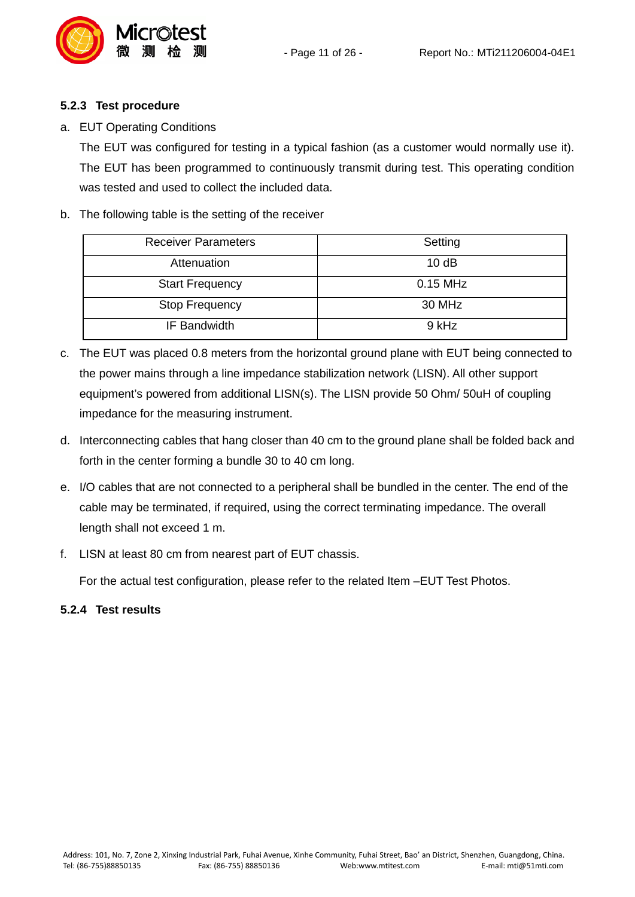### 5.2.3 Test procedure

a. EUT Operating Conditions

The EUT was configured for testing in a typical fashion (as a customer would normally use it). The EUT has been programmed to continuously transmit during test. This operating condition was tested and used to collect the included data.

b. The following table is the setting of the receiver

| Receiver Parameters | Setting |
|---|---|
| Attenuation | 10 dB |
| Start Frequency | 0.15 MHz |
| Stop Frequency | 30 MHz |
| IF Bandwidth | 9 kHz |

c. The EUT was placed 0.8 meters from the horizontal ground plane with EUT being connected to the power mains through a line impedance stabilization network (LISN). All other support equipment's powered from additional LISN(s). The LISN provide 50 Ohm/ 50uH of coupling impedance for the measuring instrument.

d. Interconnecting cables that hang closer than 40 cm to the ground plane shall be folded back and forth in the center forming a bundle 30 to 40 cm long.

e. I/O cables that are not connected to a peripheral shall be bundled in the center. The end of the cable may be terminated, if required, using the correct terminating impedance. The overall length shall not exceed 1 m.

f. LISN at least 80 cm from nearest part of EUT chassis.

For the actual test configuration, please refer to the related Item –EUT Test Photos.

### 5.2.4 Test results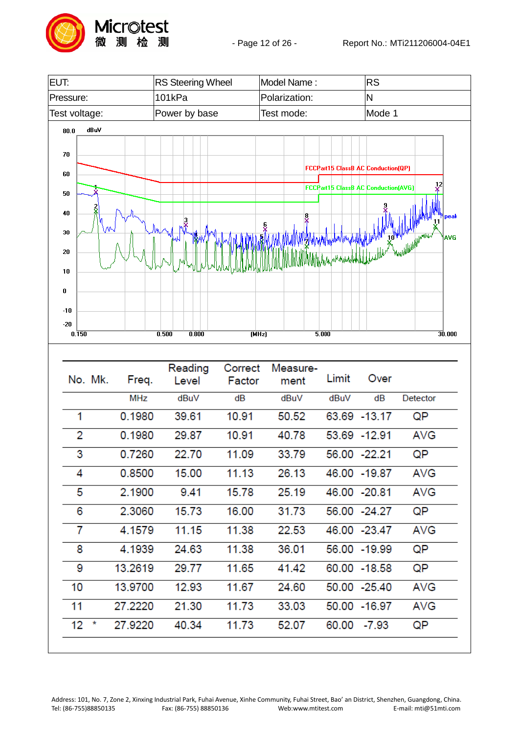| EUT: | RS Steering Wheel | Model Name : | RS |
|---|---|---|---|
| Pressure: | 101kPa | Polarization: | N |
| Test voltage: | Power by base | Test mode: | Mode 1 |

80.0 dBuV
70
60
50
40
30
20
10
0
-10
-20
0.150 0.500 0.800 (MHz) 5.000 30.000
FCCPart15 ClassB AC Conduction(QP)
FCCPart15 ClassB AC Conduction(AVG)
peak
AVG
1 2 3 4 5 6 7 8 9 10 11 12

| No. | Mk. | Freq. | Reading Level | Correct Factor | Measure-ment | Limit | Over | |
|---|---|---|---|---|---|---|---|---|
| | | MHz | dBuV | dB | dBuV | dBuV | dB | Detector |
| 1 | | 0.1980 | 39.61 | 10.91 | 50.52 | 63.69 | -13.17 | QP |
| 2 | | 0.1980 | 29.87 | 10.91 | 40.78 | 53.69 | -12.91 | AVG |
| 3 | | 0.7260 | 22.70 | 11.09 | 33.79 | 56.00 | -22.21 | QP |
| 4 | | 0.8500 | 15.00 | 11.13 | 26.13 | 46.00 | -19.87 | AVG |
| 5 | | 2.1900 | 9.41 | 15.78 | 25.19 | 46.00 | -20.81 | AVG |
| 6 | | 2.3060 | 15.73 | 16.00 | 31.73 | 56.00 | -24.27 | QP |
| 7 | | 4.1579 | 11.15 | 11.38 | 22.53 | 46.00 | -23.47 | AVG |
| 8 | | 4.1939 | 24.63 | 11.38 | 36.01 | 56.00 | -19.99 | QP |
| 9 | | 13.2619 | 29.77 | 11.65 | 41.42 | 60.00 | -18.58 | QP |
| 10 | | 13.9700 | 12.93 | 11.67 | 24.60 | 50.00 | -25.40 | AVG |
| 11 | | 27.2220 | 21.30 | 11.73 | 33.03 | 50.00 | -16.97 | AVG |
| 12 | * | 27.9220 | 40.34 | 11.73 | 52.07 | 60.00 | -7.93 | QP |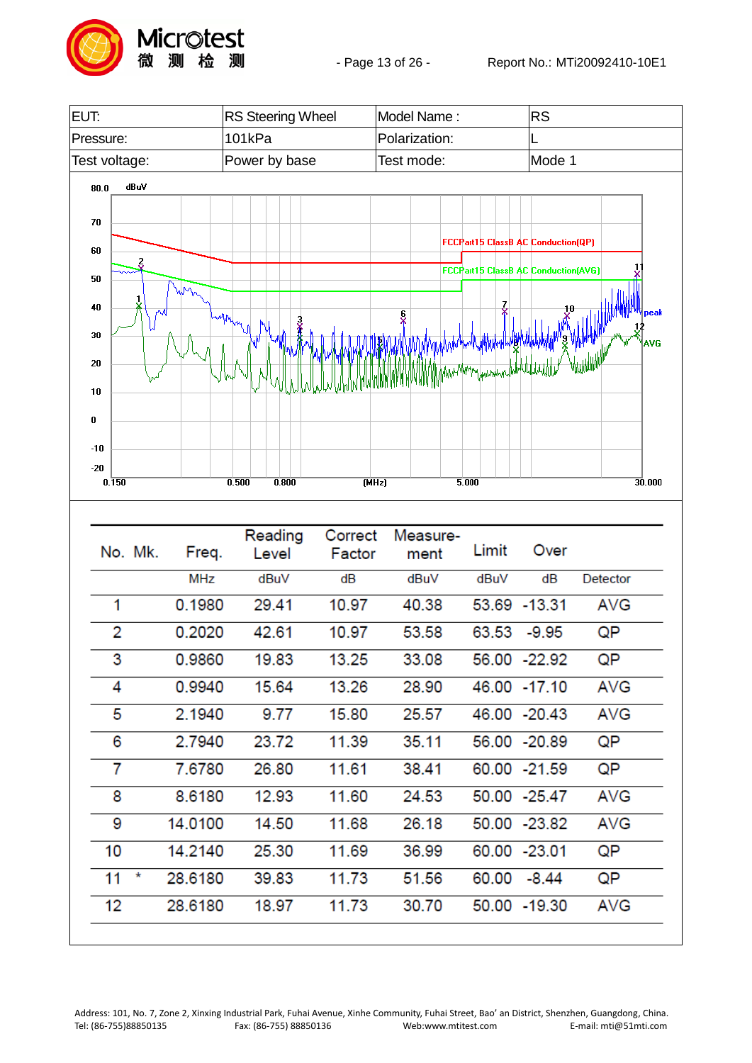| | | | |
|---|---|---|---|
| EUT: | RS Steering Wheel | Model Name : | RS |
| Pressure: | 101kPa | Polarization: | L |
| Test voltage: | Power by base | Test mode: | Mode 1 |

80.0 dBuV
70
60
50
40
30
20
10
0
-10
-20
0.150 0.500 0.800 (MHz) 5.000 30.000
FCCPart15 ClassB AC Conduction(QP)
FCCPart15 ClassB AC Conduction(AVG)
peak
AVG
1 2 3 4 5 6 7 8 9 10 11 12

| No. | Mk. | Freq. | Reading Level | Correct Factor | Measure-ment | Limit | Over | |
|---|---|---|---|---|---|---|---|---|
| | | MHz | dBuV | dB | dBuV | dBuV | dB | Detector |
| 1 | | 0.1980 | 29.41 | 10.97 | 40.38 | 53.69 | -13.31 | AVG |
| 2 | | 0.2020 | 42.61 | 10.97 | 53.58 | 63.53 | -9.95 | QP |
| 3 | | 0.9860 | 19.83 | 13.25 | 33.08 | 56.00 | -22.92 | QP |
| 4 | | 0.9940 | 15.64 | 13.26 | 28.90 | 46.00 | -17.10 | AVG |
| 5 | | 2.1940 | 9.77 | 15.80 | 25.57 | 46.00 | -20.43 | AVG |
| 6 | | 2.7940 | 23.72 | 11.39 | 35.11 | 56.00 | -20.89 | QP |
| 7 | | 7.6780 | 26.80 | 11.61 | 38.41 | 60.00 | -21.59 | QP |
| 8 | | 8.6180 | 12.93 | 11.60 | 24.53 | 50.00 | -25.47 | AVG |
| 9 | | 14.0100 | 14.50 | 11.68 | 26.18 | 50.00 | -23.82 | AVG |
| 10 | | 14.2140 | 25.30 | 11.69 | 36.99 | 60.00 | -23.01 | QP |
| 11 | * | 28.6180 | 39.83 | 11.73 | 51.56 | 60.00 | -8.44 | QP |
| 12 | | 28.6180 | 18.97 | 11.73 | 30.70 | 50.00 | -19.30 | AVG |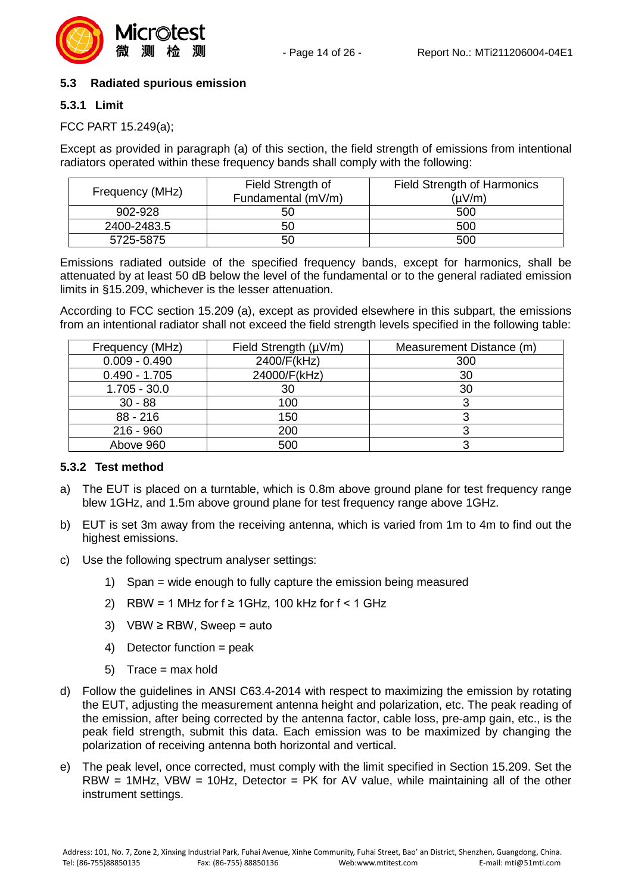### 5.3 Radiated spurious emission

#### 5.3.1 Limit

FCC PART 15.249(a);

Except as provided in paragraph (a) of this section, the field strength of emissions from intentional radiators operated within these frequency bands shall comply with the following:

| Frequency (MHz) | Field Strength of Fundamental (mV/m) | Field Strength of Harmonics (μV/m) |
|---|---|---|
| 902-928 | 50 | 500 |
| 2400-2483.5 | 50 | 500 |
| 5725-5875 | 50 | 500 |

Emissions radiated outside of the specified frequency bands, except for harmonics, shall be attenuated by at least 50 dB below the level of the fundamental or to the general radiated emission limits in §15.209, whichever is the lesser attenuation.

According to FCC section 15.209 (a), except as provided elsewhere in this subpart, the emissions from an intentional radiator shall not exceed the field strength levels specified in the following table:

| Frequency (MHz) | Field Strength (μV/m) | Measurement Distance (m) |
|---|---|---|
| 0.009 - 0.490 | 2400/F(kHz) | 300 |
| 0.490 - 1.705 | 24000/F(kHz) | 30 |
| 1.705 - 30.0 | 30 | 30 |
| 30 - 88 | 100 | 3 |
| 88 - 216 | 150 | 3 |
| 216 - 960 | 200 | 3 |
| Above 960 | 500 | 3 |

#### 5.3.2 Test method

a) The EUT is placed on a turntable, which is 0.8m above ground plane for test frequency range blew 1GHz, and 1.5m above ground plane for test frequency range above 1GHz.

b) EUT is set 3m away from the receiving antenna, which is varied from 1m to 4m to find out the highest emissions.

c) Use the following spectrum analyser settings:

   1) Span = wide enough to fully capture the emission being measured
   2) RBW = 1 MHz for f ≥ 1GHz, 100 kHz for f < 1 GHz
   3) VBW ≥ RBW, Sweep = auto
   4) Detector function = peak
   5) Trace = max hold

d) Follow the guidelines in ANSI C63.4-2014 with respect to maximizing the emission by rotating the EUT, adjusting the measurement antenna height and polarization, etc. The peak reading of the emission, after being corrected by the antenna factor, cable loss, pre-amp gain, etc., is the peak field strength, submit this data. Each emission was to be maximized by changing the polarization of receiving antenna both horizontal and vertical.

e) The peak level, once corrected, must comply with the limit specified in Section 15.209. Set the RBW = 1MHz, VBW = 10Hz, Detector = PK for AV value, while maintaining all of the other instrument settings.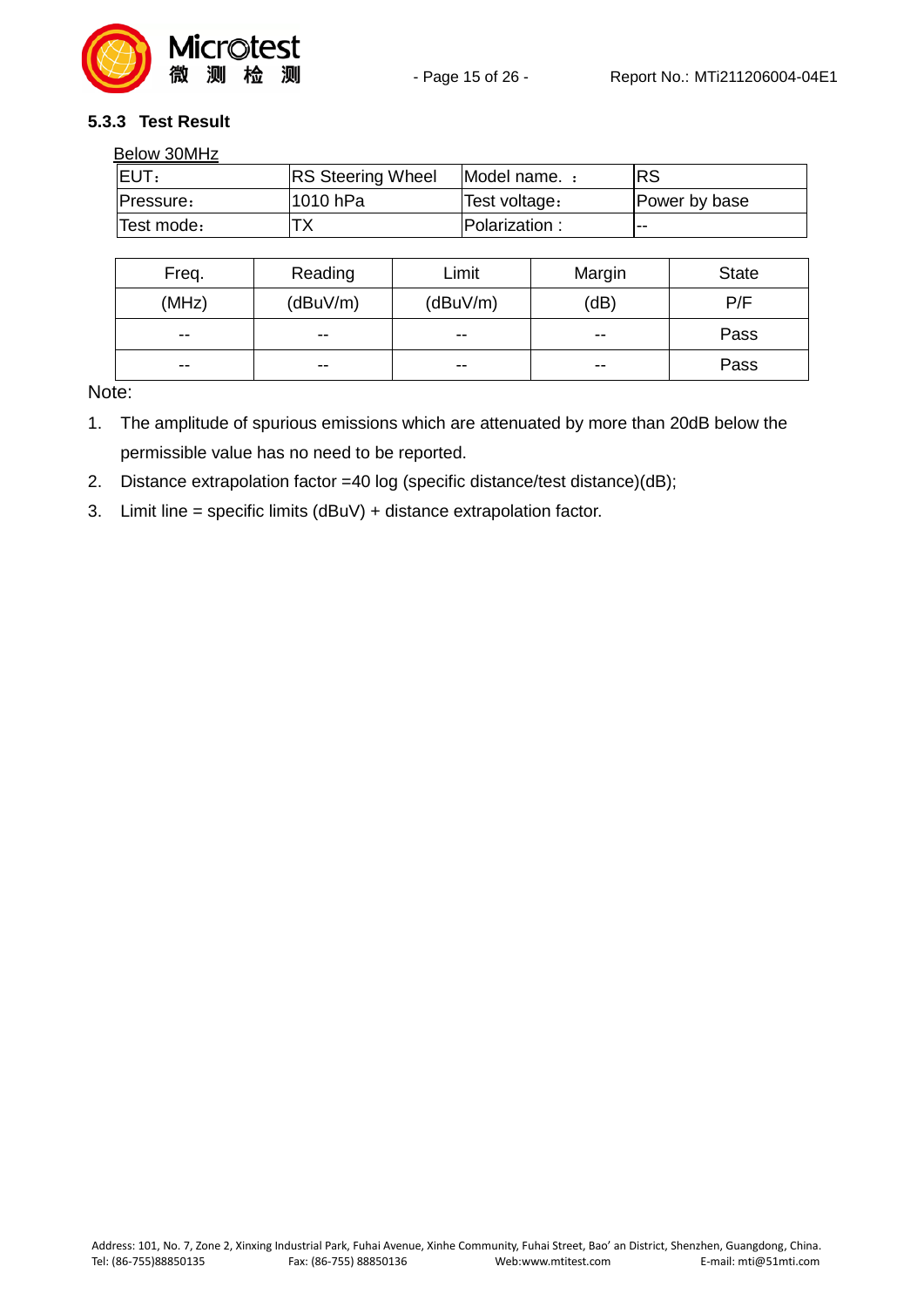### 5.3.3 Test Result

Below 30MHz

| | | | |
|---|---|---|---|
| EUT： | RS Steering Wheel | Model name. ： | RS |
| Pressure： | 1010 hPa | Test voltage： | Power by base |
| Test mode： | TX | Polarization : | -- |

| Freq. | Reading | Limit | Margin | State |
|---|---|---|---|---|
| (MHz) | (dBuV/m) | (dBuV/m) | (dB) | P/F |
| -- | -- | -- | -- | Pass |
| -- | -- | -- | -- | Pass |

Note:

1. The amplitude of spurious emissions which are attenuated by more than 20dB below the permissible value has no need to be reported.
2. Distance extrapolation factor =40 log (specific distance/test distance)(dB);
3. Limit line = specific limits (dBuV) + distance extrapolation factor.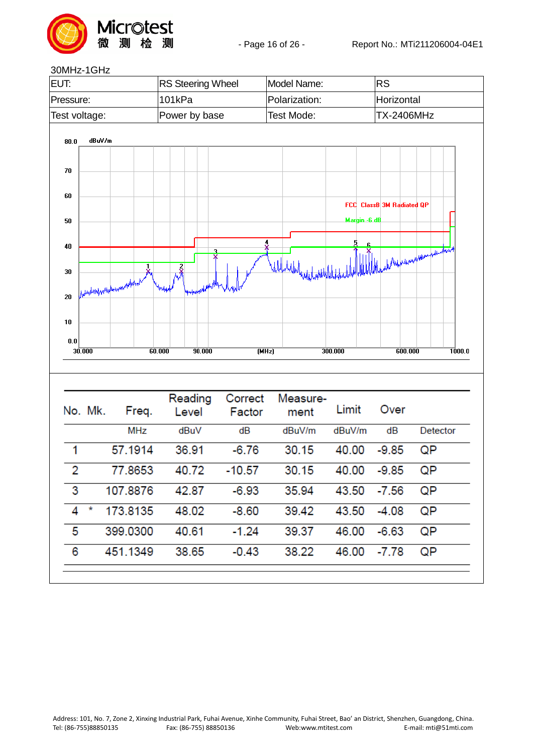30MHz-1GHz

| | | | |
|---|---|---|---|
| EUT: | RS Steering Wheel | Model Name: | RS |
| Pressure: | 101kPa | Polarization: | Horizontal |
| Test voltage: | Power by base | Test Mode: | TX-2406MHz |

80.0 dBuV/m
70
60
50
40
30
20
10
0.0
30.000 60.000 90.000 (MHz) 300.000 600.000 1000.0
FCC ClassB 3M Radiated QP
Margin -6 dB
1 2 3 4 5 6

| No. | Mk. | Freq. | Reading Level | Correct Factor | Measure-ment | Limit | Over | |
|---|---|---|---|---|---|---|---|---|
| | | MHz | dBuV | dB | dBuV/m | dBuV/m | dB | Detector |
| 1 | | 57.1914 | 36.91 | -6.76 | 30.15 | 40.00 | -9.85 | QP |
| 2 | | 77.8653 | 40.72 | -10.57 | 30.15 | 40.00 | -9.85 | QP |
| 3 | | 107.8876 | 42.87 | -6.93 | 35.94 | 43.50 | -7.56 | QP |
| 4 | * | 173.8135 | 48.02 | -8.60 | 39.42 | 43.50 | -4.08 | QP |
| 5 | | 399.0300 | 40.61 | -1.24 | 39.37 | 46.00 | -6.63 | QP |
| 6 | | 451.1349 | 38.65 | -0.43 | 38.22 | 46.00 | -7.78 | QP |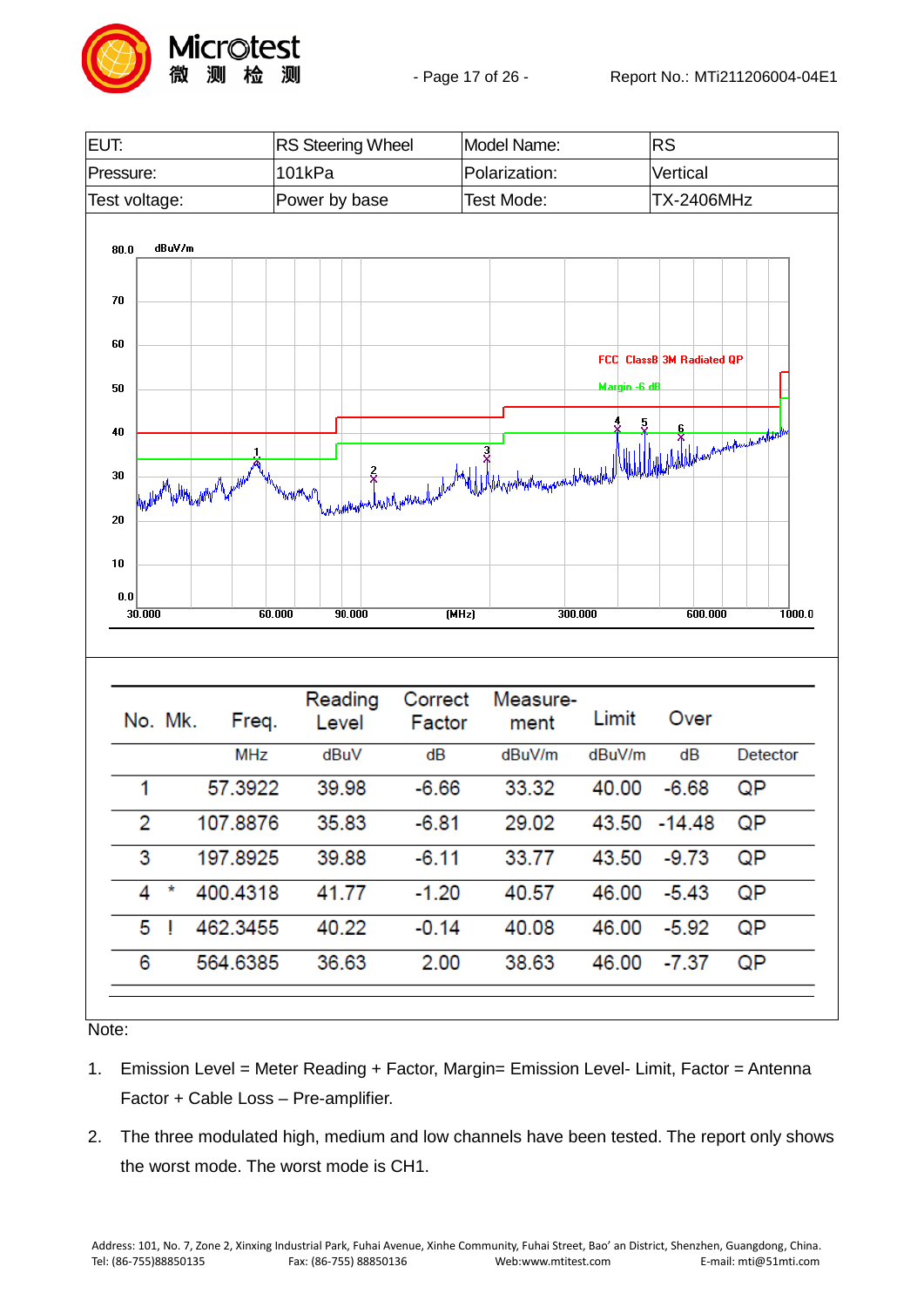| EUT: | RS Steering Wheel | Model Name: | RS |
|---|---|---|---|
| Pressure: | 101kPa | Polarization: | Vertical |
| Test voltage: | Power by base | Test Mode: | TX-2406MHz |

80.0 dBuV/m

70

60

50

40

30

20

10

0.0

30.000 60.000 90.000 (MHz) 300.000 600.000 1000.0

FCC ClassB 3M Radiated QP

Margin -6 dB

| No. | Mk. | Freq. | Reading Level | Correct Factor | Measure-ment | Limit | Over | |
|---|---|---|---|---|---|---|---|---|
| | | MHz | dBuV | dB | dBuV/m | dBuV/m | dB | Detector |
| 1 | | 57.3922 | 39.98 | -6.66 | 33.32 | 40.00 | -6.68 | QP |
| 2 | | 107.8876 | 35.83 | -6.81 | 29.02 | 43.50 | -14.48 | QP |
| 3 | | 197.8925 | 39.88 | -6.11 | 33.77 | 43.50 | -9.73 | QP |
| 4 | * | 400.4318 | 41.77 | -1.20 | 40.57 | 46.00 | -5.43 | QP |
| 5 | ! | 462.3455 | 40.22 | -0.14 | 40.08 | 46.00 | -5.92 | QP |
| 6 | | 564.6385 | 36.63 | 2.00 | 38.63 | 46.00 | -7.37 | QP |

Note:

1. Emission Level = Meter Reading + Factor, Margin= Emission Level- Limit, Factor = Antenna Factor + Cable Loss – Pre-amplifier.
2. The three modulated high, medium and low channels have been tested. The report only shows the worst mode. The worst mode is CH1.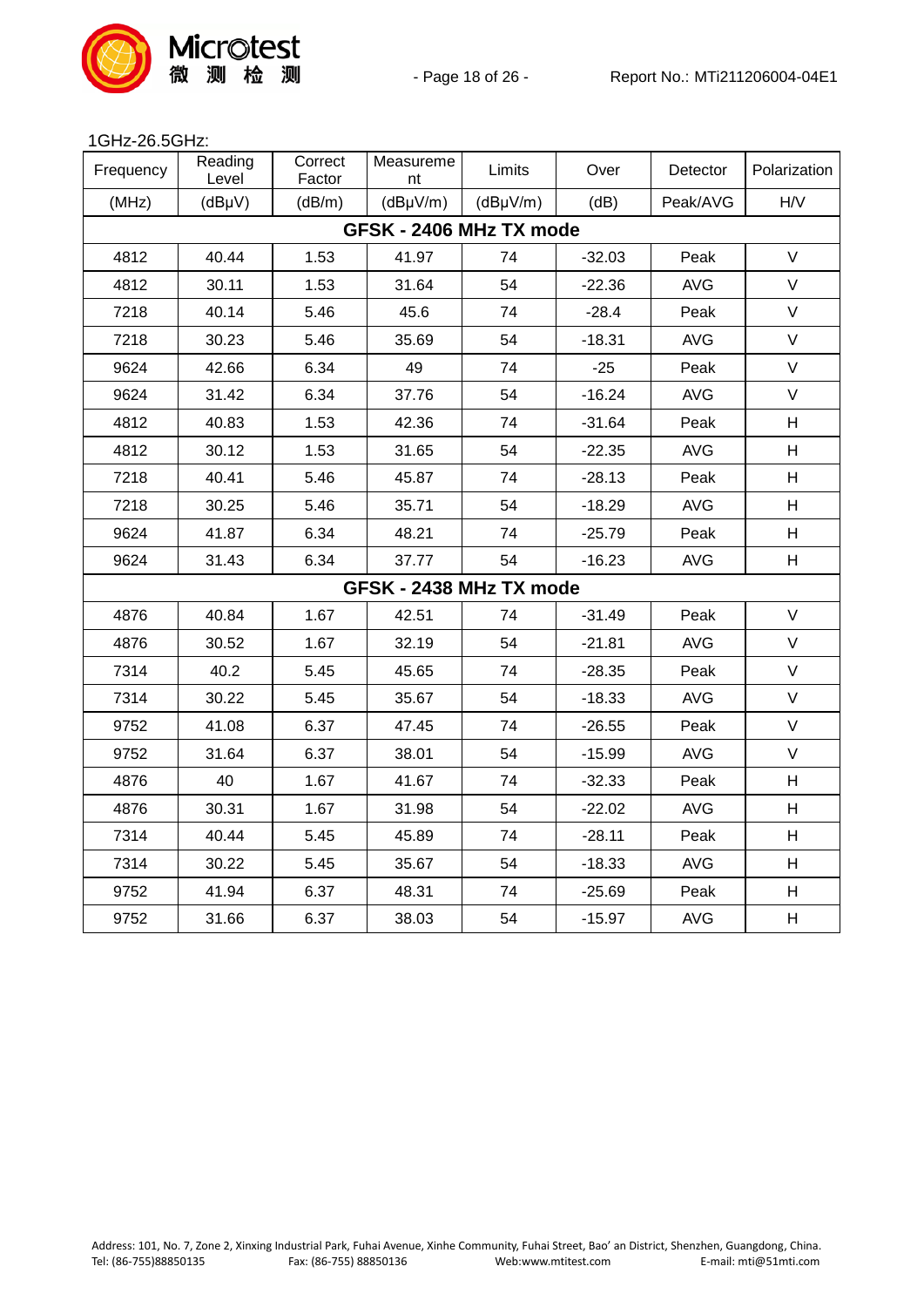1GHz-26.5GHz:

| Frequency | Reading Level | Correct Factor | Measurement | Limits | Over | Detector | Polarization |
|---|---|---|---|---|---|---|---|
| (MHz) | (dBμV) | (dB/m) | (dBμV/m) | (dBμV/m) | (dB) | Peak/AVG | H/V |
| **GFSK - 2406 MHz TX mode** | | | | | | | |
| 4812 | 40.44 | 1.53 | 41.97 | 74 | -32.03 | Peak | V |
| 4812 | 30.11 | 1.53 | 31.64 | 54 | -22.36 | AVG | V |
| 7218 | 40.14 | 5.46 | 45.6 | 74 | -28.4 | Peak | V |
| 7218 | 30.23 | 5.46 | 35.69 | 54 | -18.31 | AVG | V |
| 9624 | 42.66 | 6.34 | 49 | 74 | -25 | Peak | V |
| 9624 | 31.42 | 6.34 | 37.76 | 54 | -16.24 | AVG | V |
| 4812 | 40.83 | 1.53 | 42.36 | 74 | -31.64 | Peak | H |
| 4812 | 30.12 | 1.53 | 31.65 | 54 | -22.35 | AVG | H |
| 7218 | 40.41 | 5.46 | 45.87 | 74 | -28.13 | Peak | H |
| 7218 | 30.25 | 5.46 | 35.71 | 54 | -18.29 | AVG | H |
| 9624 | 41.87 | 6.34 | 48.21 | 74 | -25.79 | Peak | H |
| 9624 | 31.43 | 6.34 | 37.77 | 54 | -16.23 | AVG | H |
| **GFSK - 2438 MHz TX mode** | | | | | | | |
| 4876 | 40.84 | 1.67 | 42.51 | 74 | -31.49 | Peak | V |
| 4876 | 30.52 | 1.67 | 32.19 | 54 | -21.81 | AVG | V |
| 7314 | 40.2 | 5.45 | 45.65 | 74 | -28.35 | Peak | V |
| 7314 | 30.22 | 5.45 | 35.67 | 54 | -18.33 | AVG | V |
| 9752 | 41.08 | 6.37 | 47.45 | 74 | -26.55 | Peak | V |
| 9752 | 31.64 | 6.37 | 38.01 | 54 | -15.99 | AVG | V |
| 4876 | 40 | 1.67 | 41.67 | 74 | -32.33 | Peak | H |
| 4876 | 30.31 | 1.67 | 31.98 | 54 | -22.02 | AVG | H |
| 7314 | 40.44 | 5.45 | 45.89 | 74 | -28.11 | Peak | H |
| 7314 | 30.22 | 5.45 | 35.67 | 54 | -18.33 | AVG | H |
| 9752 | 41.94 | 6.37 | 48.31 | 74 | -25.69 | Peak | H |
| 9752 | 31.66 | 6.37 | 38.03 | 54 | -15.97 | AVG | H |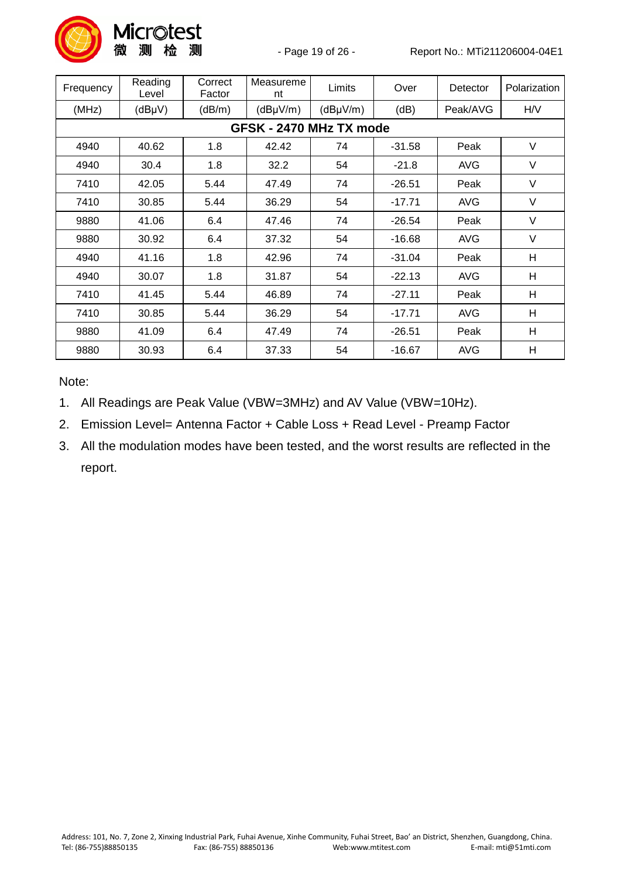| Frequency | Reading Level | Correct Factor | Measurement | Limits | Over | Detector | Polarization |
|---|---|---|---|---|---|---|---|
| (MHz) | (dBμV) | (dB/m) | (dBμV/m) | (dBμV/m) | (dB) | Peak/AVG | H/V |
| **GFSK - 2470 MHz TX mode** | | | | | | | |
| 4940 | 40.62 | 1.8 | 42.42 | 74 | -31.58 | Peak | V |
| 4940 | 30.4 | 1.8 | 32.2 | 54 | -21.8 | AVG | V |
| 7410 | 42.05 | 5.44 | 47.49 | 74 | -26.51 | Peak | V |
| 7410 | 30.85 | 5.44 | 36.29 | 54 | -17.71 | AVG | V |
| 9880 | 41.06 | 6.4 | 47.46 | 74 | -26.54 | Peak | V |
| 9880 | 30.92 | 6.4 | 37.32 | 54 | -16.68 | AVG | V |
| 4940 | 41.16 | 1.8 | 42.96 | 74 | -31.04 | Peak | H |
| 4940 | 30.07 | 1.8 | 31.87 | 54 | -22.13 | AVG | H |
| 7410 | 41.45 | 5.44 | 46.89 | 74 | -27.11 | Peak | H |
| 7410 | 30.85 | 5.44 | 36.29 | 54 | -17.71 | AVG | H |
| 9880 | 41.09 | 6.4 | 47.49 | 74 | -26.51 | Peak | H |
| 9880 | 30.93 | 6.4 | 37.33 | 54 | -16.67 | AVG | H |

Note:

1. All Readings are Peak Value (VBW=3MHz) and AV Value (VBW=10Hz).
2. Emission Level= Antenna Factor + Cable Loss + Read Level - Preamp Factor
3. All the modulation modes have been tested, and the worst results are reflected in the report.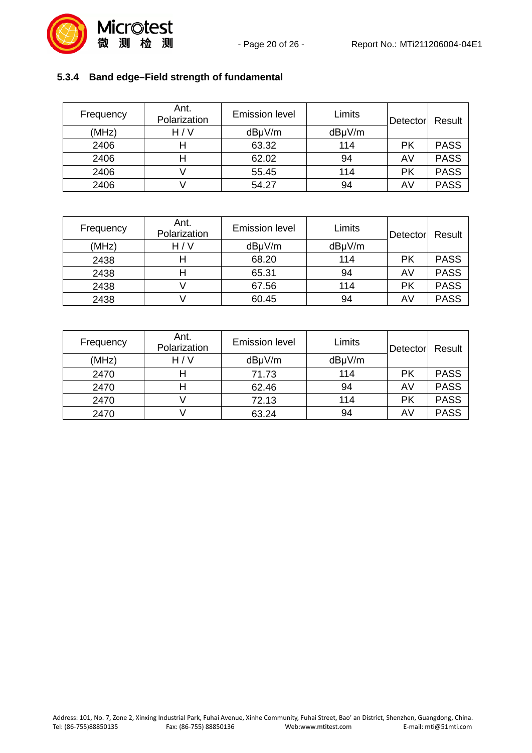### 5.3.4 Band edge–Field strength of fundamental

| Frequency | Ant. Polarization | Emission level | Limits | Detector | Result |
|---|---|---|---|---|---|
| (MHz) | H / V | dBμV/m | dBμV/m | | |
| 2406 | H | 63.32 | 114 | PK | PASS |
| 2406 | H | 62.02 | 94 | AV | PASS |
| 2406 | V | 55.45 | 114 | PK | PASS |
| 2406 | V | 54.27 | 94 | AV | PASS |

| Frequency | Ant. Polarization | Emission level | Limits | Detector | Result |
|---|---|---|---|---|---|
| (MHz) | H / V | dBμV/m | dBμV/m | | |
| 2438 | H | 68.20 | 114 | PK | PASS |
| 2438 | H | 65.31 | 94 | AV | PASS |
| 2438 | V | 67.56 | 114 | PK | PASS |
| 2438 | V | 60.45 | 94 | AV | PASS |

| Frequency | Ant. Polarization | Emission level | Limits | Detector | Result |
|---|---|---|---|---|---|
| (MHz) | H / V | dBμV/m | dBμV/m | | |
| 2470 | H | 71.73 | 114 | PK | PASS |
| 2470 | H | 62.46 | 94 | AV | PASS |
| 2470 | V | 72.13 | 114 | PK | PASS |
| 2470 | V | 63.24 | 94 | AV | PASS |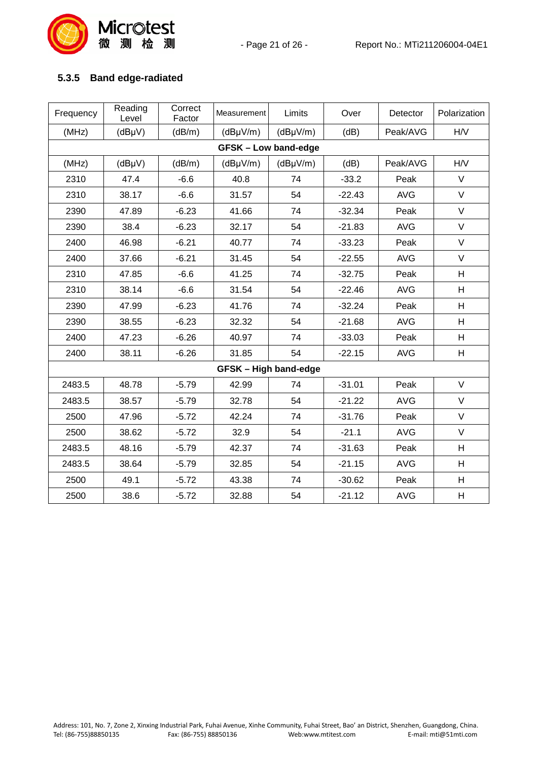### 5.3.5 Band edge-radiated

| Frequency | Reading Level | Correct Factor | Measurement | Limits | Over | Detector | Polarization |
|---|---|---|---|---|---|---|---|
| (MHz) | (dBμV) | (dB/m) | (dBμV/m) | (dBμV/m) | (dB) | Peak/AVG | H/V |
| **GFSK – Low band-edge** | | | | | | | |
| (MHz) | (dBμV) | (dB/m) | (dBμV/m) | (dBμV/m) | (dB) | Peak/AVG | H/V |
| 2310 | 47.4 | -6.6 | 40.8 | 74 | -33.2 | Peak | V |
| 2310 | 38.17 | -6.6 | 31.57 | 54 | -22.43 | AVG | V |
| 2390 | 47.89 | -6.23 | 41.66 | 74 | -32.34 | Peak | V |
| 2390 | 38.4 | -6.23 | 32.17 | 54 | -21.83 | AVG | V |
| 2400 | 46.98 | -6.21 | 40.77 | 74 | -33.23 | Peak | V |
| 2400 | 37.66 | -6.21 | 31.45 | 54 | -22.55 | AVG | V |
| 2310 | 47.85 | -6.6 | 41.25 | 74 | -32.75 | Peak | H |
| 2310 | 38.14 | -6.6 | 31.54 | 54 | -22.46 | AVG | H |
| 2390 | 47.99 | -6.23 | 41.76 | 74 | -32.24 | Peak | H |
| 2390 | 38.55 | -6.23 | 32.32 | 54 | -21.68 | AVG | H |
| 2400 | 47.23 | -6.26 | 40.97 | 74 | -33.03 | Peak | H |
| 2400 | 38.11 | -6.26 | 31.85 | 54 | -22.15 | AVG | H |
| **GFSK – High band-edge** | | | | | | | |
| 2483.5 | 48.78 | -5.79 | 42.99 | 74 | -31.01 | Peak | V |
| 2483.5 | 38.57 | -5.79 | 32.78 | 54 | -21.22 | AVG | V |
| 2500 | 47.96 | -5.72 | 42.24 | 74 | -31.76 | Peak | V |
| 2500 | 38.62 | -5.72 | 32.9 | 54 | -21.1 | AVG | V |
| 2483.5 | 48.16 | -5.79 | 42.37 | 74 | -31.63 | Peak | H |
| 2483.5 | 38.64 | -5.79 | 32.85 | 54 | -21.15 | AVG | H |
| 2500 | 49.1 | -5.72 | 43.38 | 74 | -30.62 | Peak | H |
| 2500 | 38.6 | -5.72 | 32.88 | 54 | -21.12 | AVG | H |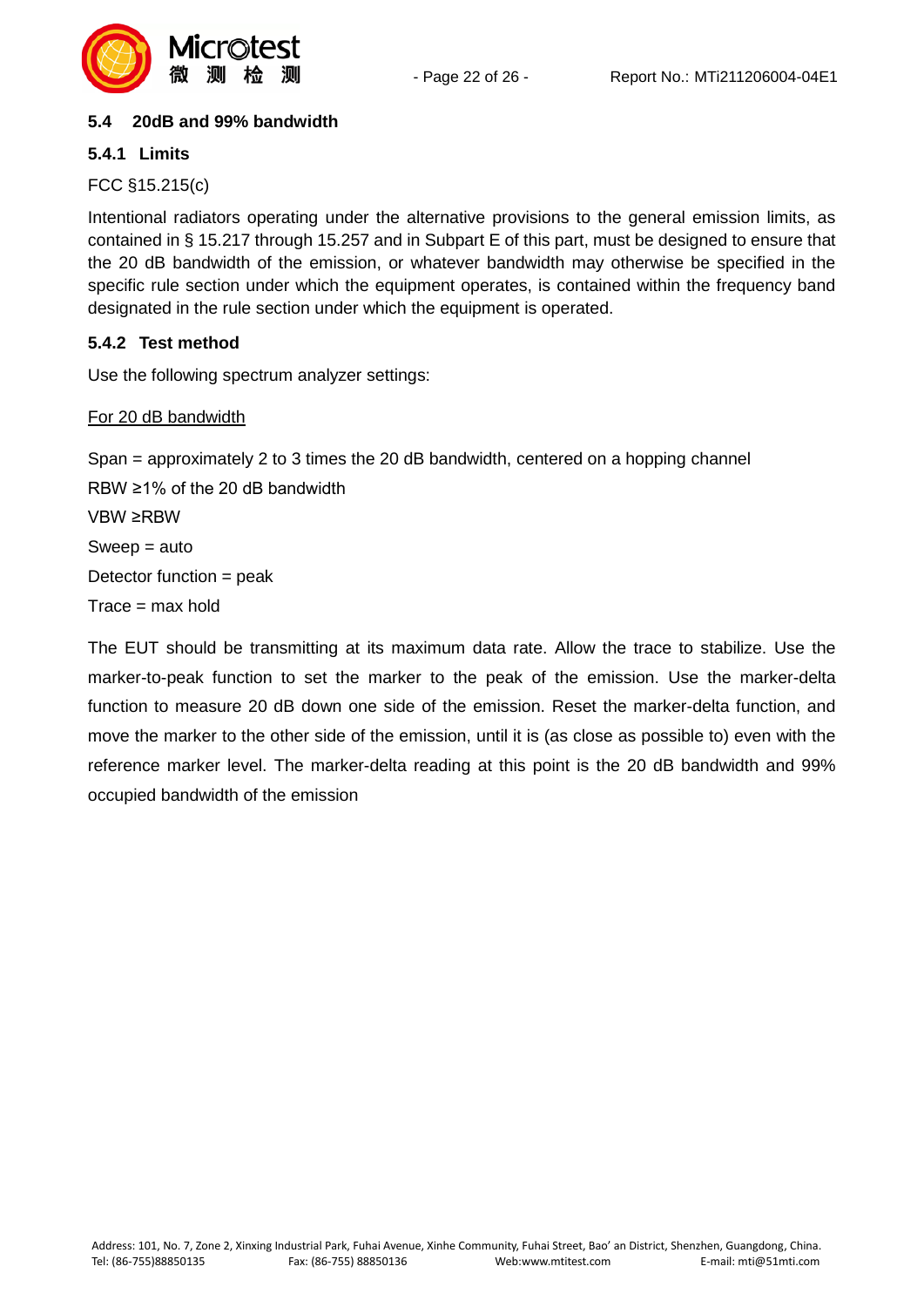## 5.4 20dB and 99% bandwidth

### 5.4.1 Limits

FCC §15.215(c)

Intentional radiators operating under the alternative provisions to the general emission limits, as contained in § 15.217 through 15.257 and in Subpart E of this part, must be designed to ensure that the 20 dB bandwidth of the emission, or whatever bandwidth may otherwise be specified in the specific rule section under which the equipment operates, is contained within the frequency band designated in the rule section under which the equipment is operated.

### 5.4.2 Test method

Use the following spectrum analyzer settings:

<u>For 20 dB bandwidth</u>

Span = approximately 2 to 3 times the 20 dB bandwidth, centered on a hopping channel

RBW ≥1% of the 20 dB bandwidth

VBW ≥RBW

Sweep = auto

Detector function = peak

Trace = max hold

The EUT should be transmitting at its maximum data rate. Allow the trace to stabilize. Use the marker-to-peak function to set the marker to the peak of the emission. Use the marker-delta function to measure 20 dB down one side of the emission. Reset the marker-delta function, and move the marker to the other side of the emission, until it is (as close as possible to) even with the reference marker level. The marker-delta reading at this point is the 20 dB bandwidth and 99% occupied bandwidth of the emission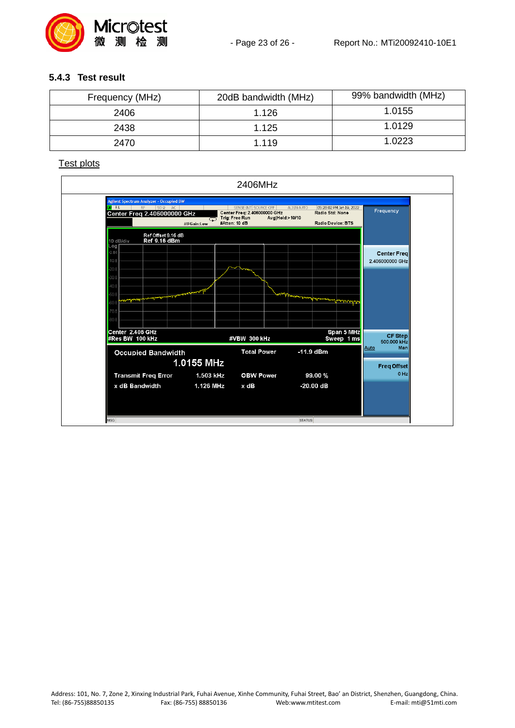### 5.4.3 Test result

| Frequency (MHz) | 20dB bandwidth (MHz) | 99% bandwidth (MHz) |
| --- | --- | --- |
| 2406 | 1.126 | 1.0155 |
| 2438 | 1.125 | 1.0129 |
| 2470 | 1.119 | 1.0223 |

Test plots

2406MHz

Agilent Spectrum Analyzer - Occupied BW
Center Freq 2.406000000 GHz
Center Freq: 2.406000000 GHz
Trig: Free Run
Avg|Hold:> 10/10
#Atten: 10 dB
#IFGain:Low
Radio Std: None
Radio Device: BTS
05:28:02 PM Jan 19, 2022
Ref Offset 9.16 dB
Ref 9.16 dBm
10 dB/div
Log
-0.84
-10.8
-20.8
-30.8
-40.8
-50.8
-60.8
-70.8
-80.8
Center 2.406 GHz
#Res BW 100 kHz
#VBW 300 kHz
Span 5 MHz
Sweep 1 ms
Occupied Bandwidth
1.0155 MHz
Total Power -11.9 dBm
Transmit Freq Error 1.503 kHz
OBW Power 99.00 %
x dB Bandwidth 1.126 MHz
x dB -20.00 dB
Frequency
Center Freq
2.406000000 GHz
CF Step
500.000 kHz
Auto Man
Freq Offset
0 Hz
MSG
STATUS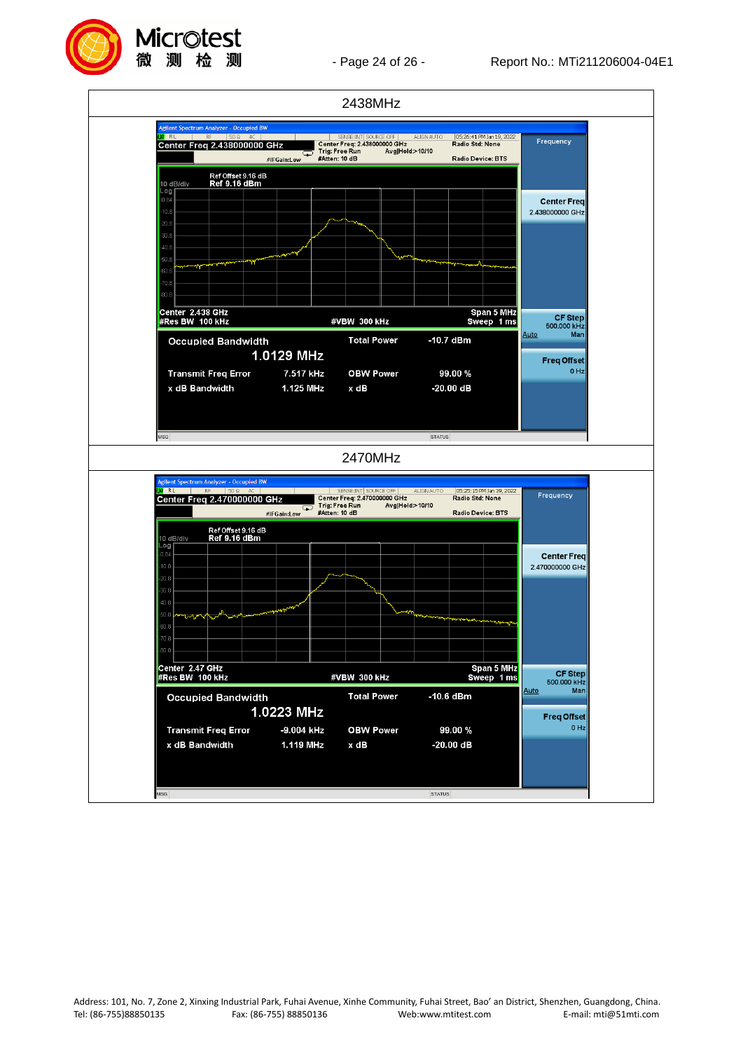2438MHz

Agilent Spectrum Analyzer - Occupied BW

Center Freq 2.438000000 GHz

Center Freq: 2.438000000 GHz
Trig: Free Run
#Atten: 10 dB
Avg|Hold:>10/10
Radio Std: None
Radio Device: BTS
#IFGain:Low

Ref Offset 9.16 dB
10 dB/div Ref 9.16 dBm
Log

Center 2.438 GHz
#Res BW 100 kHz
#VBW 300 kHz
Span 5 MHz
Sweep 1 ms

Occupied Bandwidth
1.0129 MHz

Total Power -10.7 dBm

Transmit Freq Error 7.517 kHz
OBW Power 99.00 %

x dB Bandwidth 1.125 MHz
x dB -20.00 dB

Frequency
Center Freq 2.438000000 GHz
CF Step 500.000 kHz Auto Man
Freq Offset 0 Hz

2470MHz

Agilent Spectrum Analyzer - Occupied BW

Center Freq 2.470000000 GHz

Center Freq: 2.470000000 GHz
Trig: Free Run
#Atten: 10 dB
Avg|Hold:>10/10
Radio Std: None
Radio Device: BTS
#IFGain:Low

Ref Offset 9.16 dB
10 dB/div Ref 9.16 dBm
Log

Center 2.47 GHz
#Res BW 100 kHz
#VBW 300 kHz
Span 5 MHz
Sweep 1 ms

Occupied Bandwidth
1.0223 MHz

Total Power -10.6 dBm

Transmit Freq Error -9.004 kHz
OBW Power 99.00 %

x dB Bandwidth 1.119 MHz
x dB -20.00 dB

Frequency
Center Freq 2.470000000 GHz
CF Step 500.000 kHz Auto Man
Freq Offset 0 Hz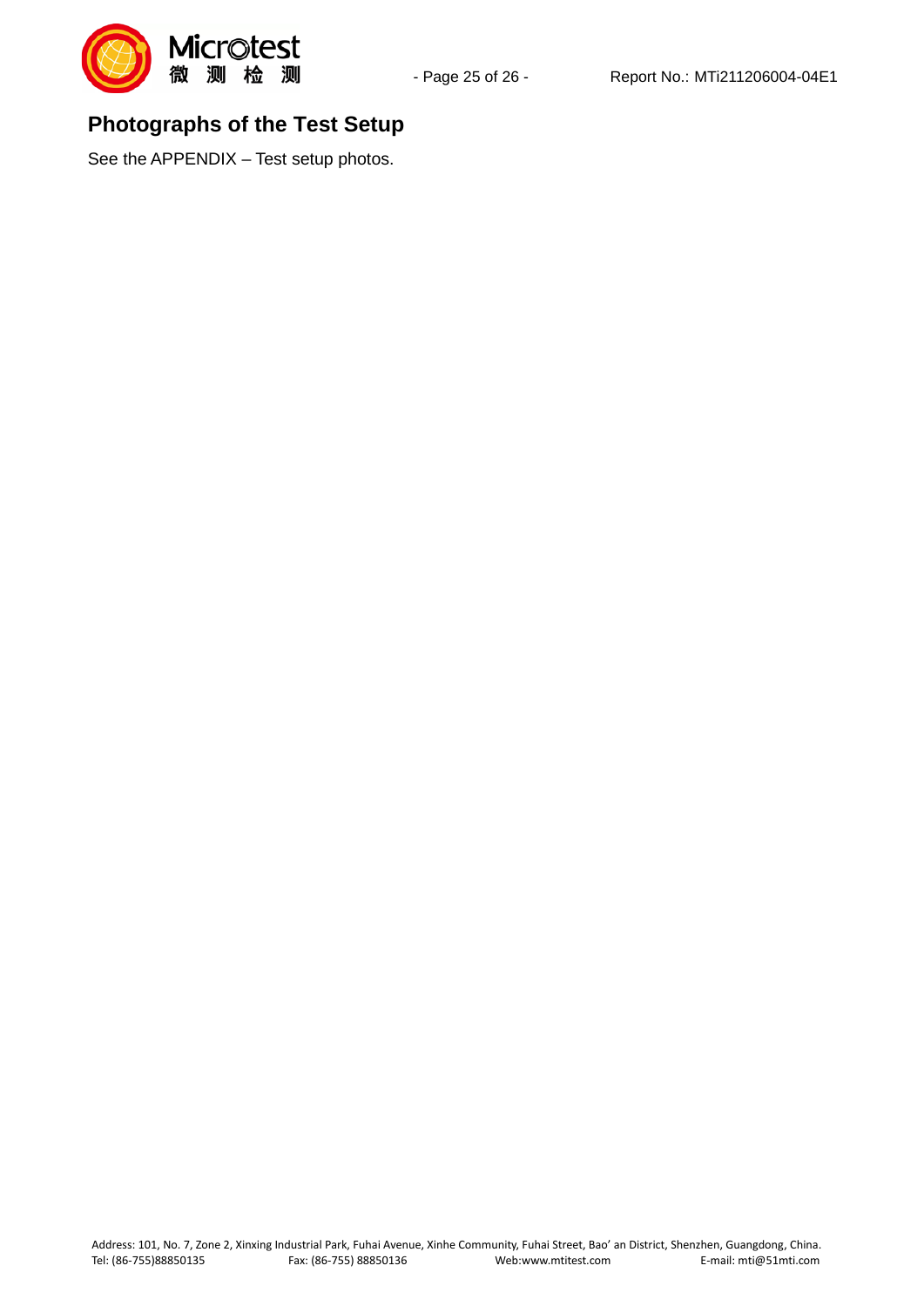## Photographs of the Test Setup

See the APPENDIX – Test setup photos.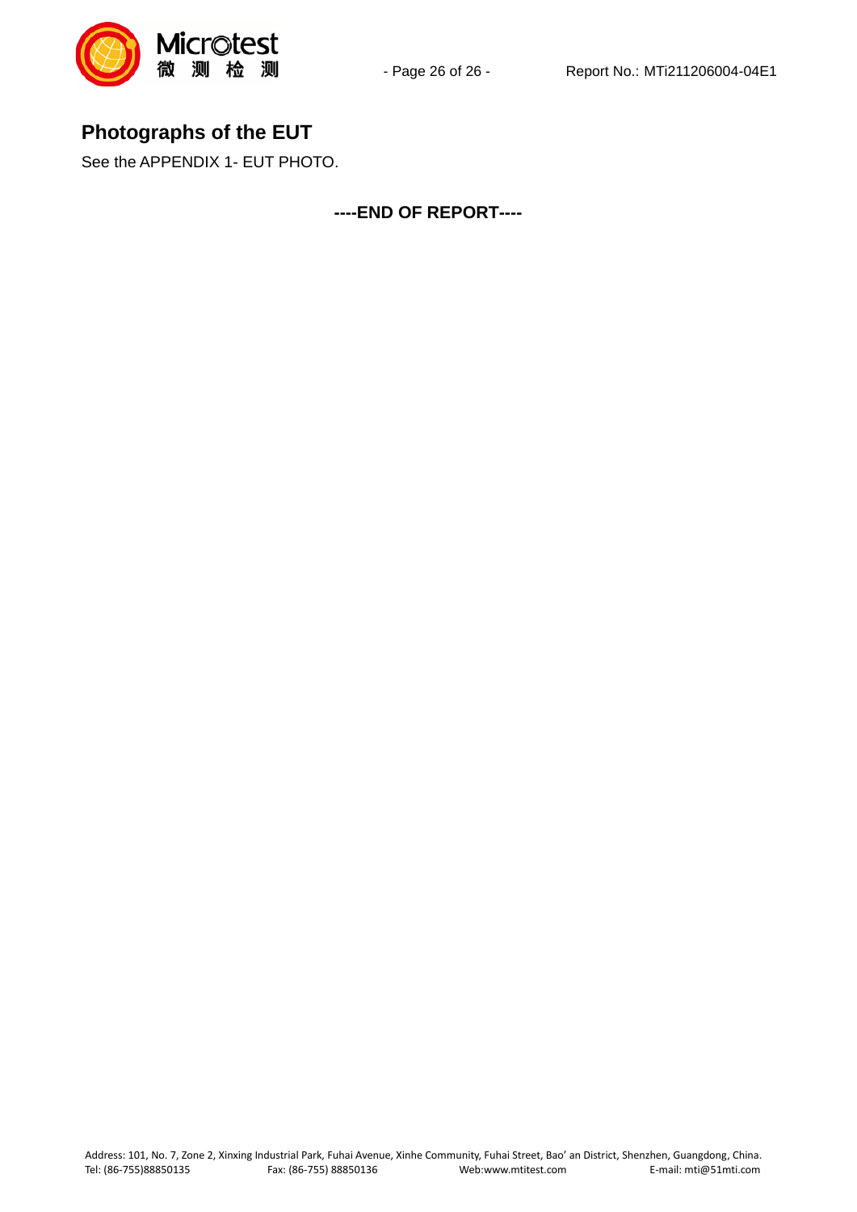## Photographs of the EUT

See the APPENDIX 1- EUT PHOTO.

**----END OF REPORT----**